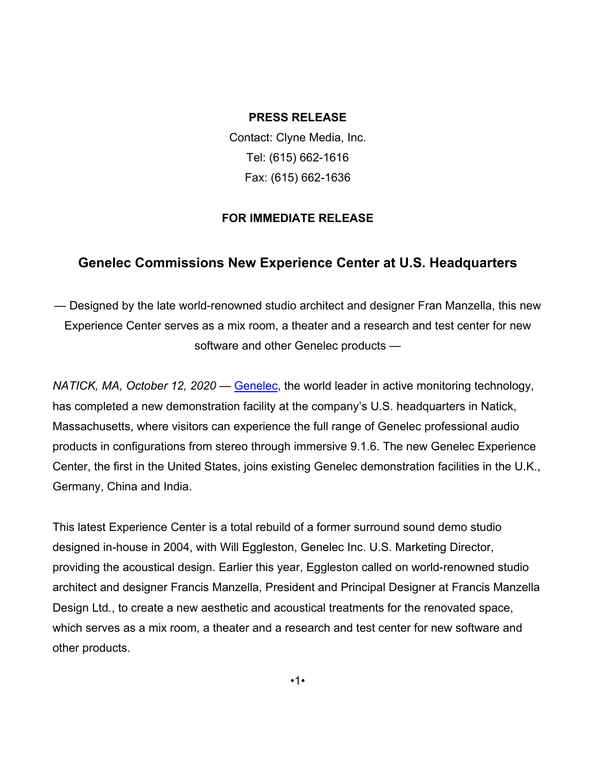**PRESS RELEASE**

Contact: Clyne Media, Inc.

Tel: (615) 662-1616

Fax: (615) 662-1636

**FOR IMMEDIATE RELEASE**

## Genelec Commissions New Experience Center at U.S. Headquarters

— Designed by the late world-renowned studio architect and designer Fran Manzella, this new Experience Center serves as a mix room, a theater and a research and test center for new software and other Genelec products —

*NATICK, MA, October 12, 2020* — Genelec, the world leader in active monitoring technology, has completed a new demonstration facility at the company's U.S. headquarters in Natick, Massachusetts, where visitors can experience the full range of Genelec professional audio products in configurations from stereo through immersive 9.1.6. The new Genelec Experience Center, the first in the United States, joins existing Genelec demonstration facilities in the U.K., Germany, China and India.

This latest Experience Center is a total rebuild of a former surround sound demo studio designed in-house in 2004, with Will Eggleston, Genelec Inc. U.S. Marketing Director, providing the acoustical design. Earlier this year, Eggleston called on world-renowned studio architect and designer Francis Manzella, President and Principal Designer at Francis Manzella Design Ltd., to create a new aesthetic and acoustical treatments for the renovated space, which serves as a mix room, a theater and a research and test center for new software and other products.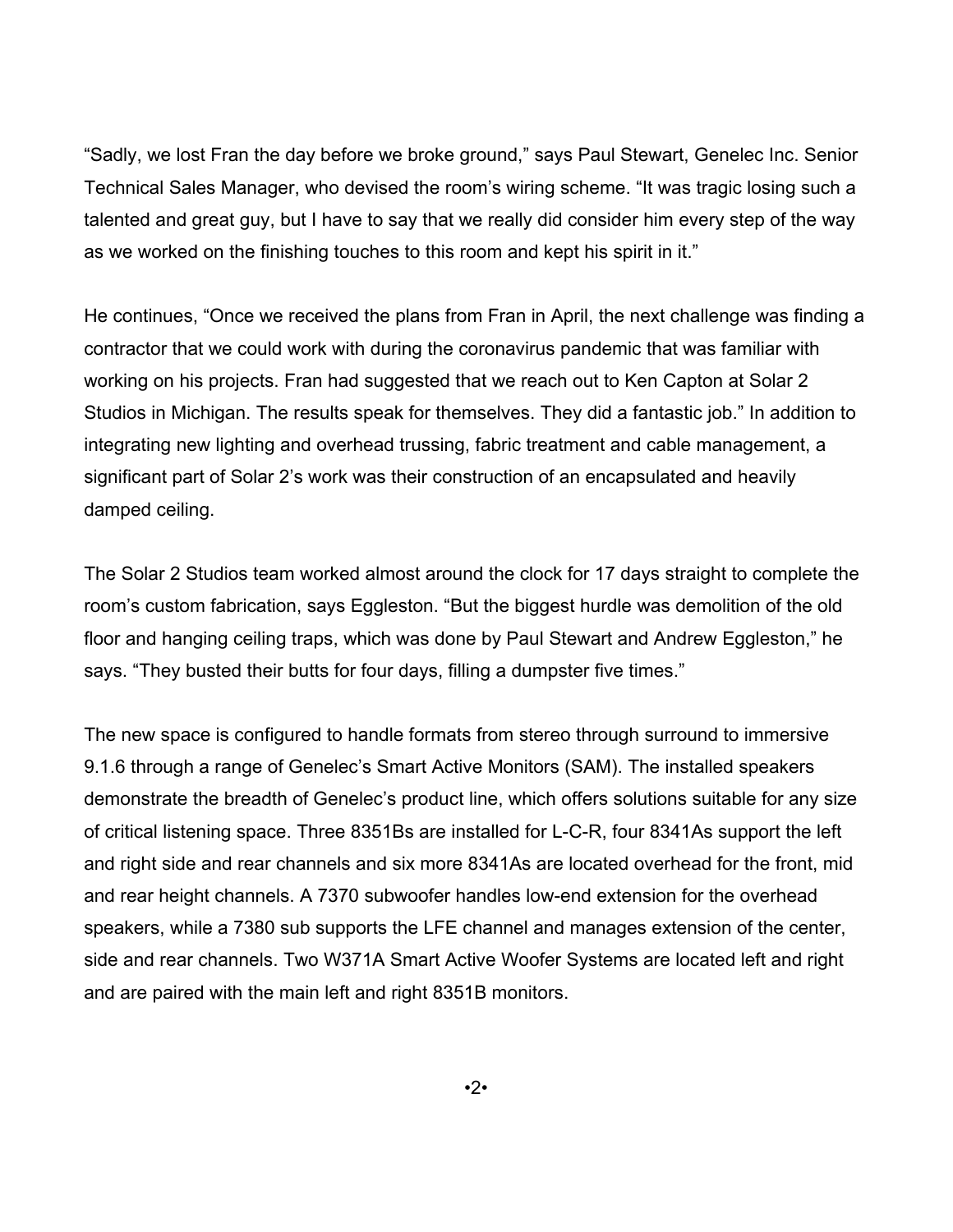"Sadly, we lost Fran the day before we broke ground," says Paul Stewart, Genelec Inc. Senior Technical Sales Manager, who devised the room's wiring scheme. "It was tragic losing such a talented and great guy, but I have to say that we really did consider him every step of the way as we worked on the finishing touches to this room and kept his spirit in it."

He continues, "Once we received the plans from Fran in April, the next challenge was finding a contractor that we could work with during the coronavirus pandemic that was familiar with working on his projects. Fran had suggested that we reach out to Ken Capton at Solar 2 Studios in Michigan. The results speak for themselves. They did a fantastic job." In addition to integrating new lighting and overhead trussing, fabric treatment and cable management, a significant part of Solar 2's work was their construction of an encapsulated and heavily damped ceiling.

The Solar 2 Studios team worked almost around the clock for 17 days straight to complete the room's custom fabrication, says Eggleston. "But the biggest hurdle was demolition of the old floor and hanging ceiling traps, which was done by Paul Stewart and Andrew Eggleston," he says. "They busted their butts for four days, filling a dumpster five times."

The new space is configured to handle formats from stereo through surround to immersive 9.1.6 through a range of Genelec's Smart Active Monitors (SAM). The installed speakers demonstrate the breadth of Genelec's product line, which offers solutions suitable for any size of critical listening space. Three 8351Bs are installed for L-C-R, four 8341As support the left and right side and rear channels and six more 8341As are located overhead for the front, mid and rear height channels. A 7370 subwoofer handles low-end extension for the overhead speakers, while a 7380 sub supports the LFE channel and manages extension of the center, side and rear channels. Two W371A Smart Active Woofer Systems are located left and right and are paired with the main left and right 8351B monitors.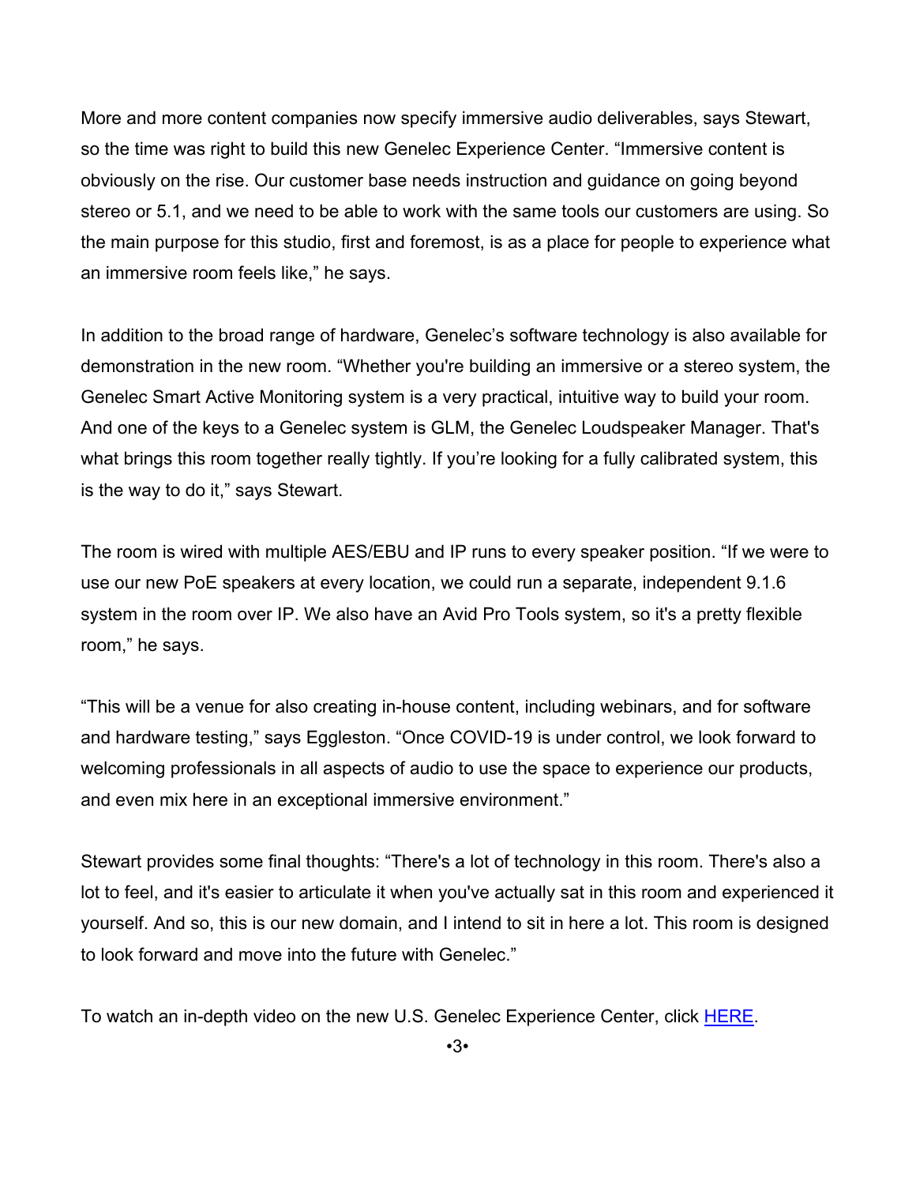More and more content companies now specify immersive audio deliverables, says Stewart, so the time was right to build this new Genelec Experience Center. "Immersive content is obviously on the rise. Our customer base needs instruction and guidance on going beyond stereo or 5.1, and we need to be able to work with the same tools our customers are using. So the main purpose for this studio, first and foremost, is as a place for people to experience what an immersive room feels like," he says.

In addition to the broad range of hardware, Genelec's software technology is also available for demonstration in the new room. "Whether you're building an immersive or a stereo system, the Genelec Smart Active Monitoring system is a very practical, intuitive way to build your room. And one of the keys to a Genelec system is GLM, the Genelec Loudspeaker Manager. That's what brings this room together really tightly. If you're looking for a fully calibrated system, this is the way to do it," says Stewart.

The room is wired with multiple AES/EBU and IP runs to every speaker position. "If we were to use our new PoE speakers at every location, we could run a separate, independent 9.1.6 system in the room over IP. We also have an Avid Pro Tools system, so it's a pretty flexible room," he says.

"This will be a venue for also creating in-house content, including webinars, and for software and hardware testing," says Eggleston. "Once COVID-19 is under control, we look forward to welcoming professionals in all aspects of audio to use the space to experience our products, and even mix here in an exceptional immersive environment."

Stewart provides some final thoughts: "There's a lot of technology in this room. There's also a lot to feel, and it's easier to articulate it when you've actually sat in this room and experienced it yourself. And so, this is our new domain, and I intend to sit in here a lot. This room is designed to look forward and move into the future with Genelec."

To watch an in-depth video on the new U.S. Genelec Experience Center, click [HERE].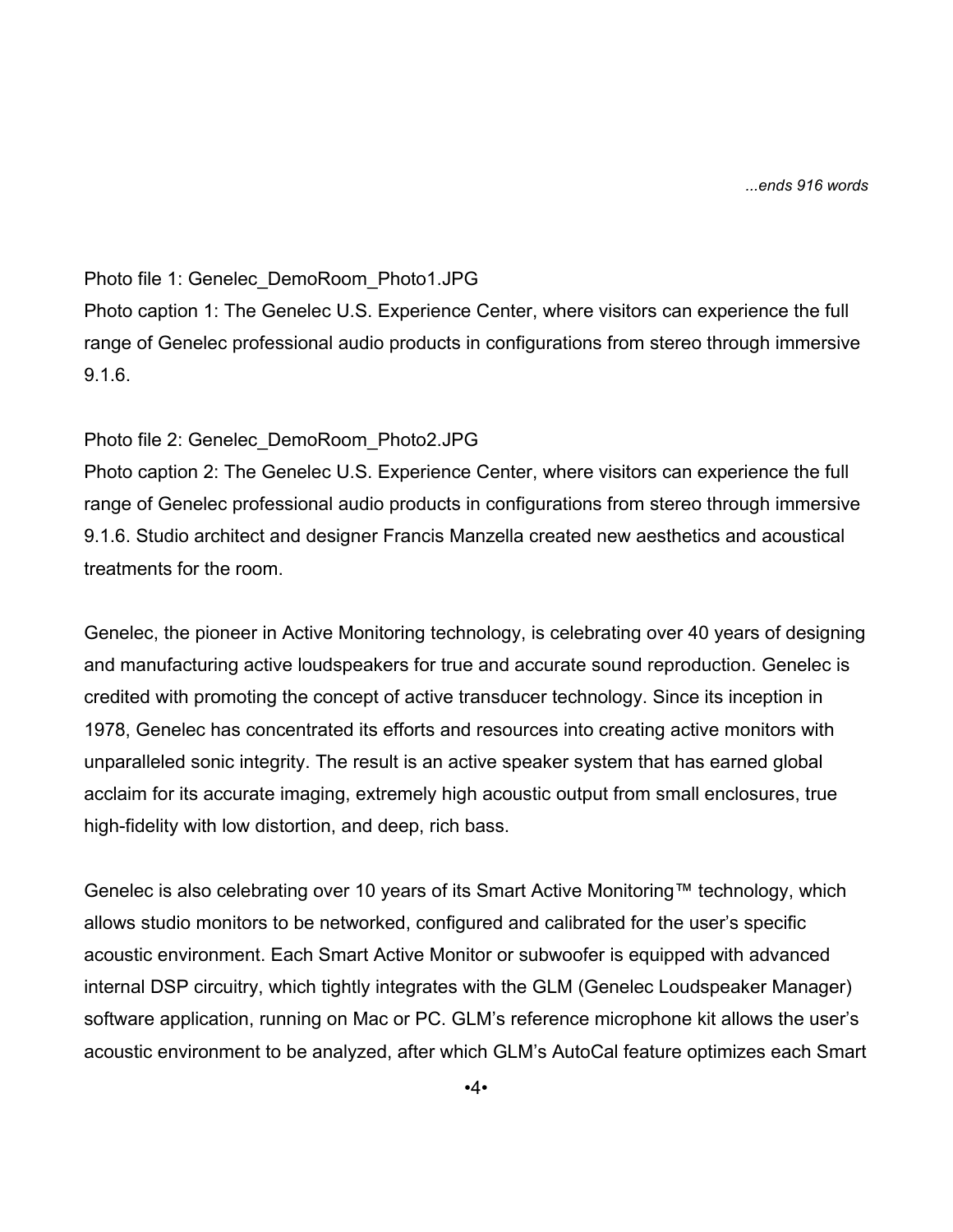*...ends 916 words*

Photo file 1: Genelec_DemoRoom_Photo1.JPG
Photo caption 1: The Genelec U.S. Experience Center, where visitors can experience the full range of Genelec professional audio products in configurations from stereo through immersive 9.1.6.

Photo file 2: Genelec_DemoRoom_Photo2.JPG
Photo caption 2: The Genelec U.S. Experience Center, where visitors can experience the full range of Genelec professional audio products in configurations from stereo through immersive 9.1.6. Studio architect and designer Francis Manzella created new aesthetics and acoustical treatments for the room.

Genelec, the pioneer in Active Monitoring technology, is celebrating over 40 years of designing and manufacturing active loudspeakers for true and accurate sound reproduction. Genelec is credited with promoting the concept of active transducer technology. Since its inception in 1978, Genelec has concentrated its efforts and resources into creating active monitors with unparalleled sonic integrity. The result is an active speaker system that has earned global acclaim for its accurate imaging, extremely high acoustic output from small enclosures, true high-fidelity with low distortion, and deep, rich bass.

Genelec is also celebrating over 10 years of its Smart Active Monitoring™ technology, which allows studio monitors to be networked, configured and calibrated for the user's specific acoustic environment. Each Smart Active Monitor or subwoofer is equipped with advanced internal DSP circuitry, which tightly integrates with the GLM (Genelec Loudspeaker Manager) software application, running on Mac or PC. GLM's reference microphone kit allows the user's acoustic environment to be analyzed, after which GLM's AutoCal feature optimizes each Smart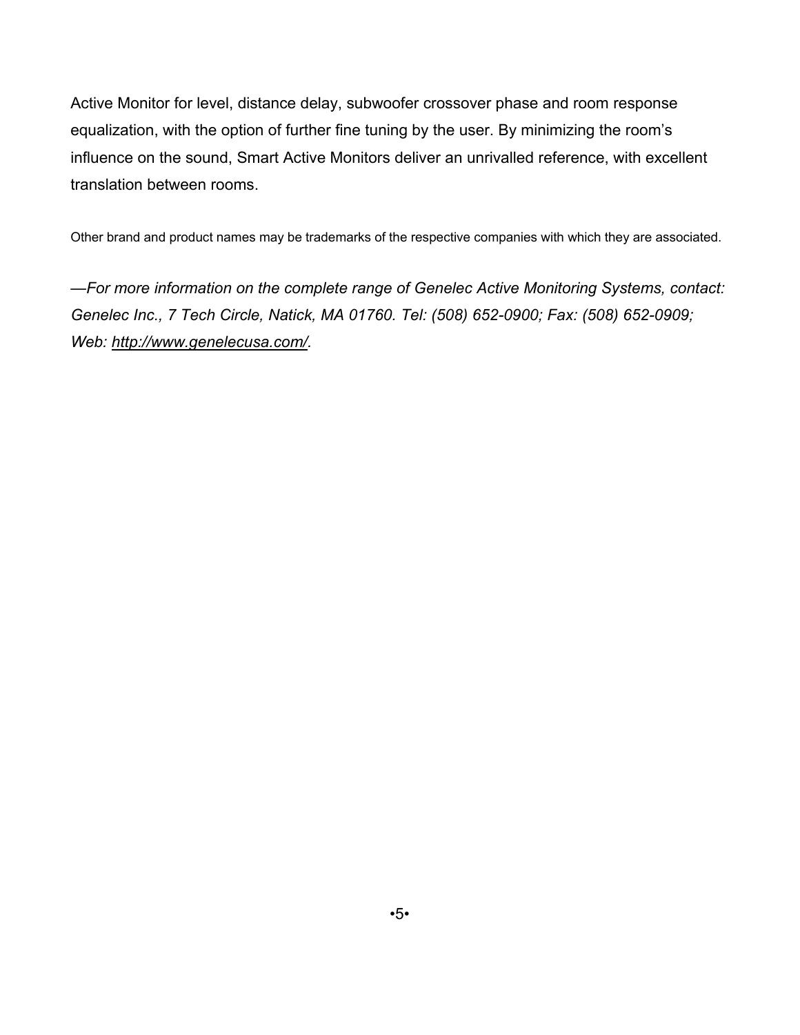Active Monitor for level, distance delay, subwoofer crossover phase and room response equalization, with the option of further fine tuning by the user. By minimizing the room's influence on the sound, Smart Active Monitors deliver an unrivalled reference, with excellent translation between rooms.

Other brand and product names may be trademarks of the respective companies with which they are associated.

*—For more information on the complete range of Genelec Active Monitoring Systems, contact: Genelec Inc., 7 Tech Circle, Natick, MA 01760. Tel: (508) 652-0900; Fax: (508) 652-0909; Web: http://www.genelecusa.com/.*